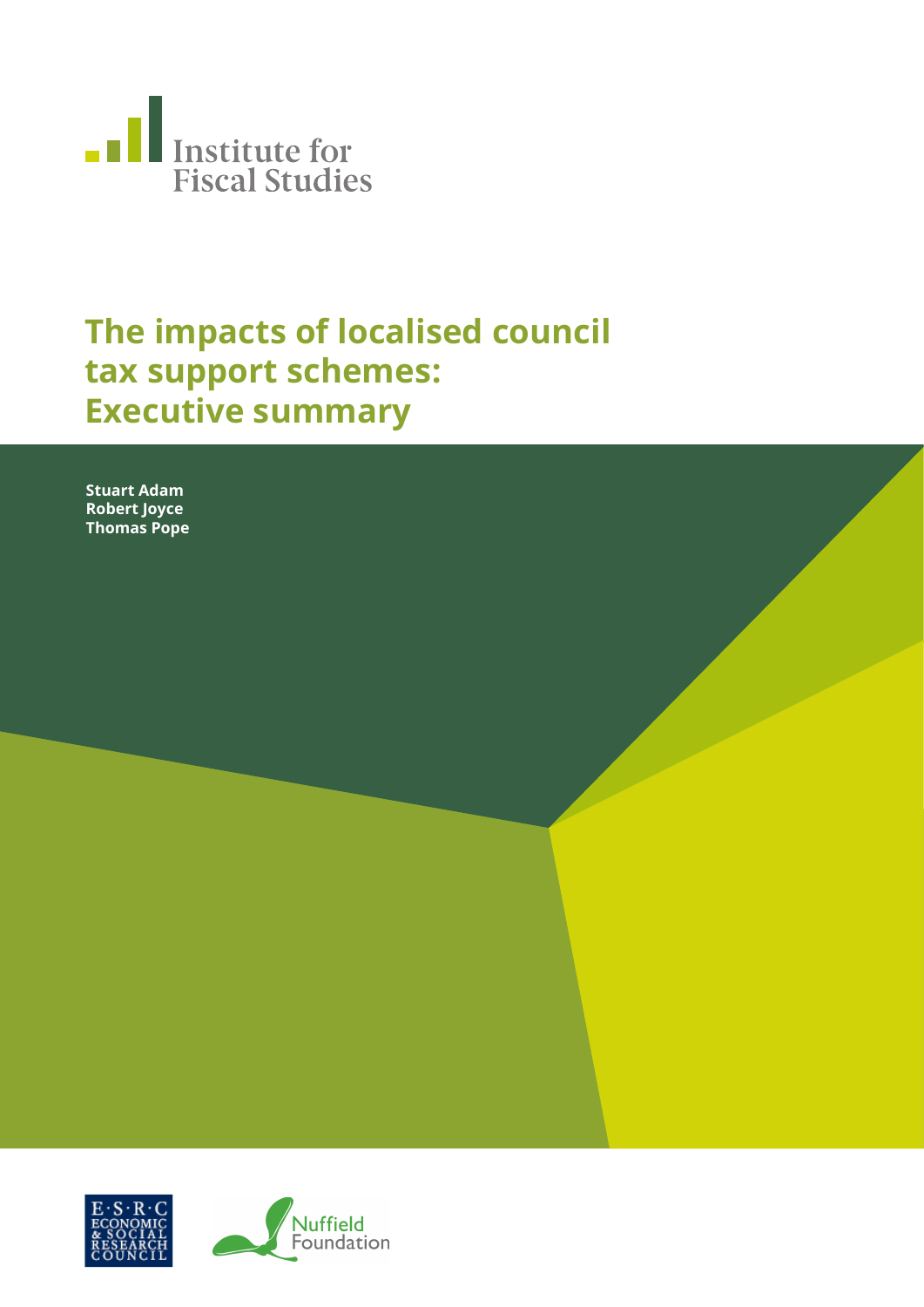Institute for Fiscal Studies

# The impacts of localised council tax support schemes: Executive summary

**Stuart Adam**
**Robert Joyce**
**Thomas Pope**

E·S·R·C ECONOMIC & SOCIAL RESEARCH COUNCIL

Nuffield Foundation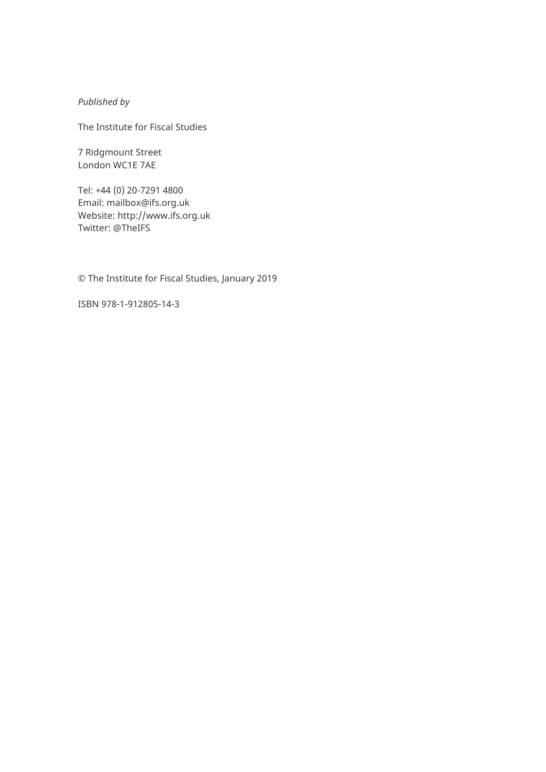*Published by*

The Institute for Fiscal Studies

7 Ridgmount Street
London WC1E 7AE

Tel: +44 (0) 20-7291 4800
Email: mailbox@ifs.org.uk
Website: http://www.ifs.org.uk
Twitter: @TheIFS

© The Institute for Fiscal Studies, January 2019

ISBN 978-1-912805-14-3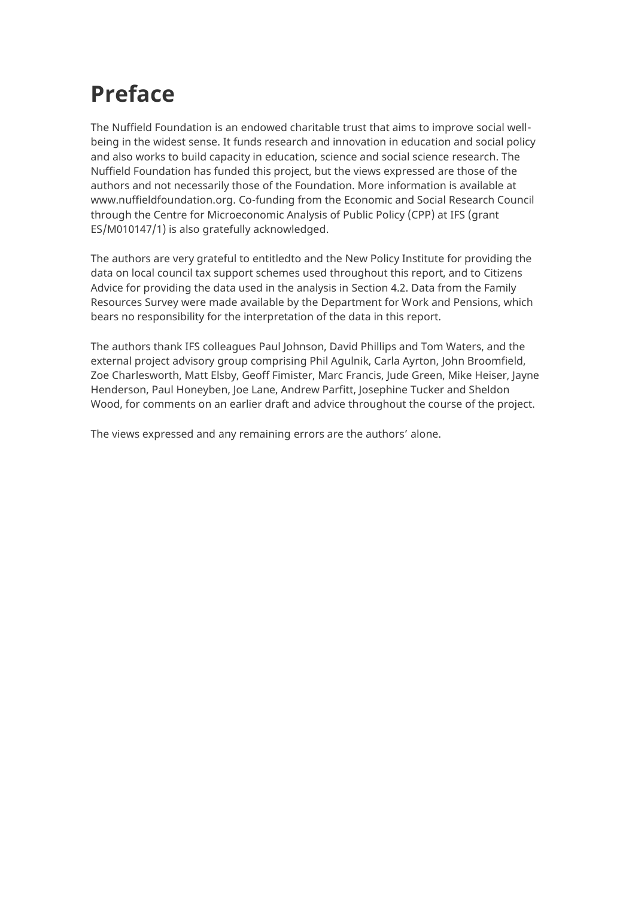# Preface

The Nuffield Foundation is an endowed charitable trust that aims to improve social well-being in the widest sense. It funds research and innovation in education and social policy and also works to build capacity in education, science and social science research. The Nuffield Foundation has funded this project, but the views expressed are those of the authors and not necessarily those of the Foundation. More information is available at www.nuffieldfoundation.org. Co-funding from the Economic and Social Research Council through the Centre for Microeconomic Analysis of Public Policy (CPP) at IFS (grant ES/M010147/1) is also gratefully acknowledged.

The authors are very grateful to entitledto and the New Policy Institute for providing the data on local council tax support schemes used throughout this report, and to Citizens Advice for providing the data used in the analysis in Section 4.2. Data from the Family Resources Survey were made available by the Department for Work and Pensions, which bears no responsibility for the interpretation of the data in this report.

The authors thank IFS colleagues Paul Johnson, David Phillips and Tom Waters, and the external project advisory group comprising Phil Agulnik, Carla Ayrton, John Broomfield, Zoe Charlesworth, Matt Elsby, Geoff Fimister, Marc Francis, Jude Green, Mike Heiser, Jayne Henderson, Paul Honeyben, Joe Lane, Andrew Parfitt, Josephine Tucker and Sheldon Wood, for comments on an earlier draft and advice throughout the course of the project.

The views expressed and any remaining errors are the authors' alone.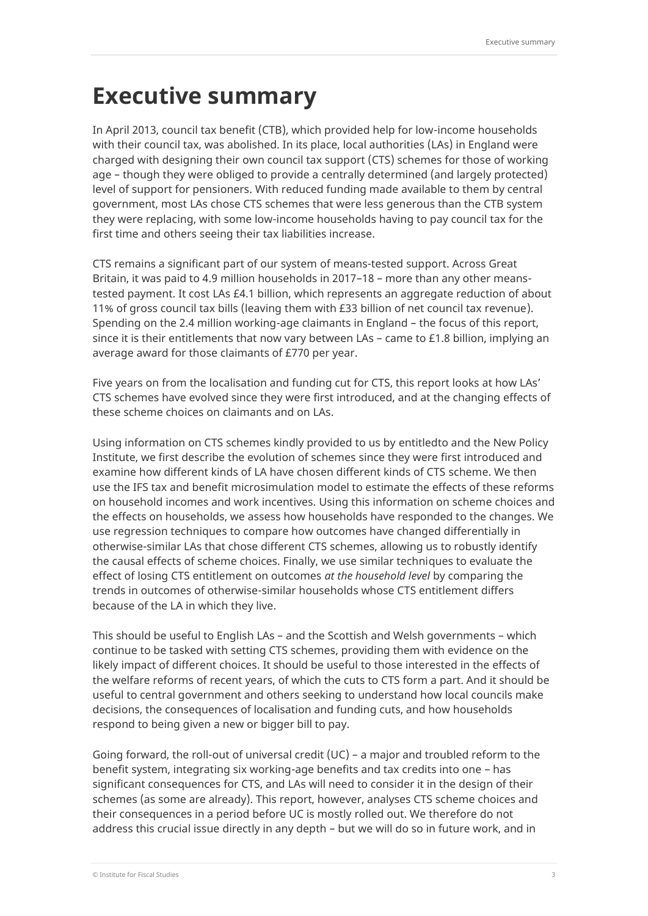# Executive summary

In April 2013, council tax benefit (CTB), which provided help for low-income households with their council tax, was abolished. In its place, local authorities (LAs) in England were charged with designing their own council tax support (CTS) schemes for those of working age – though they were obliged to provide a centrally determined (and largely protected) level of support for pensioners. With reduced funding made available to them by central government, most LAs chose CTS schemes that were less generous than the CTB system they were replacing, with some low-income households having to pay council tax for the first time and others seeing their tax liabilities increase.

CTS remains a significant part of our system of means-tested support. Across Great Britain, it was paid to 4.9 million households in 2017–18 – more than any other means-tested payment. It cost LAs £4.1 billion, which represents an aggregate reduction of about 11% of gross council tax bills (leaving them with £33 billion of net council tax revenue). Spending on the 2.4 million working-age claimants in England – the focus of this report, since it is their entitlements that now vary between LAs – came to £1.8 billion, implying an average award for those claimants of £770 per year.

Five years on from the localisation and funding cut for CTS, this report looks at how LAs' CTS schemes have evolved since they were first introduced, and at the changing effects of these scheme choices on claimants and on LAs.

Using information on CTS schemes kindly provided to us by entitledto and the New Policy Institute, we first describe the evolution of schemes since they were first introduced and examine how different kinds of LA have chosen different kinds of CTS scheme. We then use the IFS tax and benefit microsimulation model to estimate the effects of these reforms on household incomes and work incentives. Using this information on scheme choices and the effects on households, we assess how households have responded to the changes. We use regression techniques to compare how outcomes have changed differentially in otherwise-similar LAs that chose different CTS schemes, allowing us to robustly identify the causal effects of scheme choices. Finally, we use similar techniques to evaluate the effect of losing CTS entitlement on outcomes *at the household level* by comparing the trends in outcomes of otherwise-similar households whose CTS entitlement differs because of the LA in which they live.

This should be useful to English LAs – and the Scottish and Welsh governments – which continue to be tasked with setting CTS schemes, providing them with evidence on the likely impact of different choices. It should be useful to those interested in the effects of the welfare reforms of recent years, of which the cuts to CTS form a part. And it should be useful to central government and others seeking to understand how local councils make decisions, the consequences of localisation and funding cuts, and how households respond to being given a new or bigger bill to pay.

Going forward, the roll-out of universal credit (UC) – a major and troubled reform to the benefit system, integrating six working-age benefits and tax credits into one – has significant consequences for CTS, and LAs will need to consider it in the design of their schemes (as some are already). This report, however, analyses CTS scheme choices and their consequences in a period before UC is mostly rolled out. We therefore do not address this crucial issue directly in any depth – but we will do so in future work, and in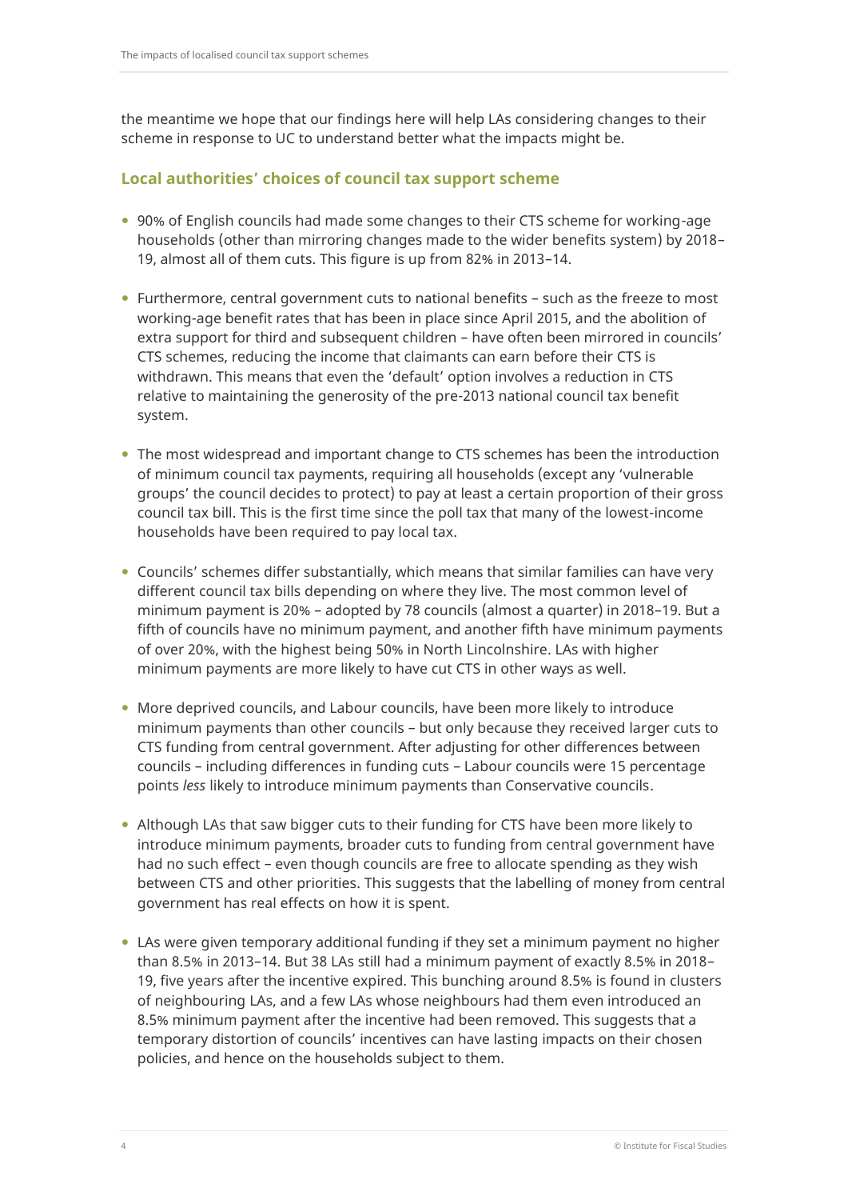the meantime we hope that our findings here will help LAs considering changes to their scheme in response to UC to understand better what the impacts might be.

## Local authorities' choices of council tax support scheme

- 90% of English councils had made some changes to their CTS scheme for working-age households (other than mirroring changes made to the wider benefits system) by 2018–19, almost all of them cuts. This figure is up from 82% in 2013–14.

- Furthermore, central government cuts to national benefits – such as the freeze to most working-age benefit rates that has been in place since April 2015, and the abolition of extra support for third and subsequent children – have often been mirrored in councils' CTS schemes, reducing the income that claimants can earn before their CTS is withdrawn. This means that even the 'default' option involves a reduction in CTS relative to maintaining the generosity of the pre-2013 national council tax benefit system.

- The most widespread and important change to CTS schemes has been the introduction of minimum council tax payments, requiring all households (except any 'vulnerable groups' the council decides to protect) to pay at least a certain proportion of their gross council tax bill. This is the first time since the poll tax that many of the lowest-income households have been required to pay local tax.

- Councils' schemes differ substantially, which means that similar families can have very different council tax bills depending on where they live. The most common level of minimum payment is 20% – adopted by 78 councils (almost a quarter) in 2018–19. But a fifth of councils have no minimum payment, and another fifth have minimum payments of over 20%, with the highest being 50% in North Lincolnshire. LAs with higher minimum payments are more likely to have cut CTS in other ways as well.

- More deprived councils, and Labour councils, have been more likely to introduce minimum payments than other councils – but only because they received larger cuts to CTS funding from central government. After adjusting for other differences between councils – including differences in funding cuts – Labour councils were 15 percentage points *less* likely to introduce minimum payments than Conservative councils.

- Although LAs that saw bigger cuts to their funding for CTS have been more likely to introduce minimum payments, broader cuts to funding from central government have had no such effect – even though councils are free to allocate spending as they wish between CTS and other priorities. This suggests that the labelling of money from central government has real effects on how it is spent.

- LAs were given temporary additional funding if they set a minimum payment no higher than 8.5% in 2013–14. But 38 LAs still had a minimum payment of exactly 8.5% in 2018–19, five years after the incentive expired. This bunching around 8.5% is found in clusters of neighbouring LAs, and a few LAs whose neighbours had them even introduced an 8.5% minimum payment after the incentive had been removed. This suggests that a temporary distortion of councils' incentives can have lasting impacts on their chosen policies, and hence on the households subject to them.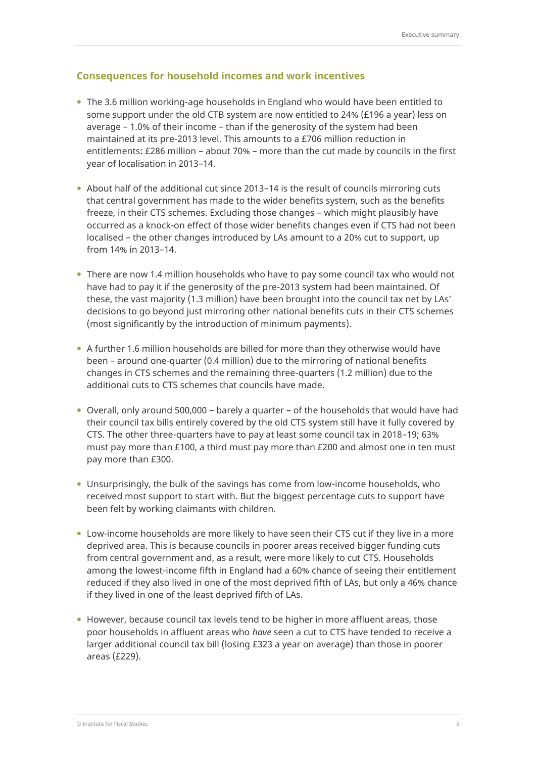## Consequences for household incomes and work incentives

- The 3.6 million working-age households in England who would have been entitled to some support under the old CTB system are now entitled to 24% (£196 a year) less on average – 1.0% of their income – than if the generosity of the system had been maintained at its pre-2013 level. This amounts to a £706 million reduction in entitlements: £286 million – about 70% – more than the cut made by councils in the first year of localisation in 2013–14.
- About half of the additional cut since 2013–14 is the result of councils mirroring cuts that central government has made to the wider benefits system, such as the benefits freeze, in their CTS schemes. Excluding those changes – which might plausibly have occurred as a knock-on effect of those wider benefits changes even if CTS had not been localised – the other changes introduced by LAs amount to a 20% cut to support, up from 14% in 2013–14.
- There are now 1.4 million households who have to pay some council tax who would not have had to pay it if the generosity of the pre-2013 system had been maintained. Of these, the vast majority (1.3 million) have been brought into the council tax net by LAs' decisions to go beyond just mirroring other national benefits cuts in their CTS schemes (most significantly by the introduction of minimum payments).
- A further 1.6 million households are billed for more than they otherwise would have been – around one-quarter (0.4 million) due to the mirroring of national benefits changes in CTS schemes and the remaining three-quarters (1.2 million) due to the additional cuts to CTS schemes that councils have made.
- Overall, only around 500,000 – barely a quarter – of the households that would have had their council tax bills entirely covered by the old CTS system still have it fully covered by CTS. The other three-quarters have to pay at least some council tax in 2018–19; 63% must pay more than £100, a third must pay more than £200 and almost one in ten must pay more than £300.
- Unsurprisingly, the bulk of the savings has come from low-income households, who received most support to start with. But the biggest percentage cuts to support have been felt by working claimants with children.
- Low-income households are more likely to have seen their CTS cut if they live in a more deprived area. This is because councils in poorer areas received bigger funding cuts from central government and, as a result, were more likely to cut CTS. Households among the lowest-income fifth in England had a 60% chance of seeing their entitlement reduced if they also lived in one of the most deprived fifth of LAs, but only a 46% chance if they lived in one of the least deprived fifth of LAs.
- However, because council tax levels tend to be higher in more affluent areas, those poor households in affluent areas who *have* seen a cut to CTS have tended to receive a larger additional council tax bill (losing £323 a year on average) than those in poorer areas (£229).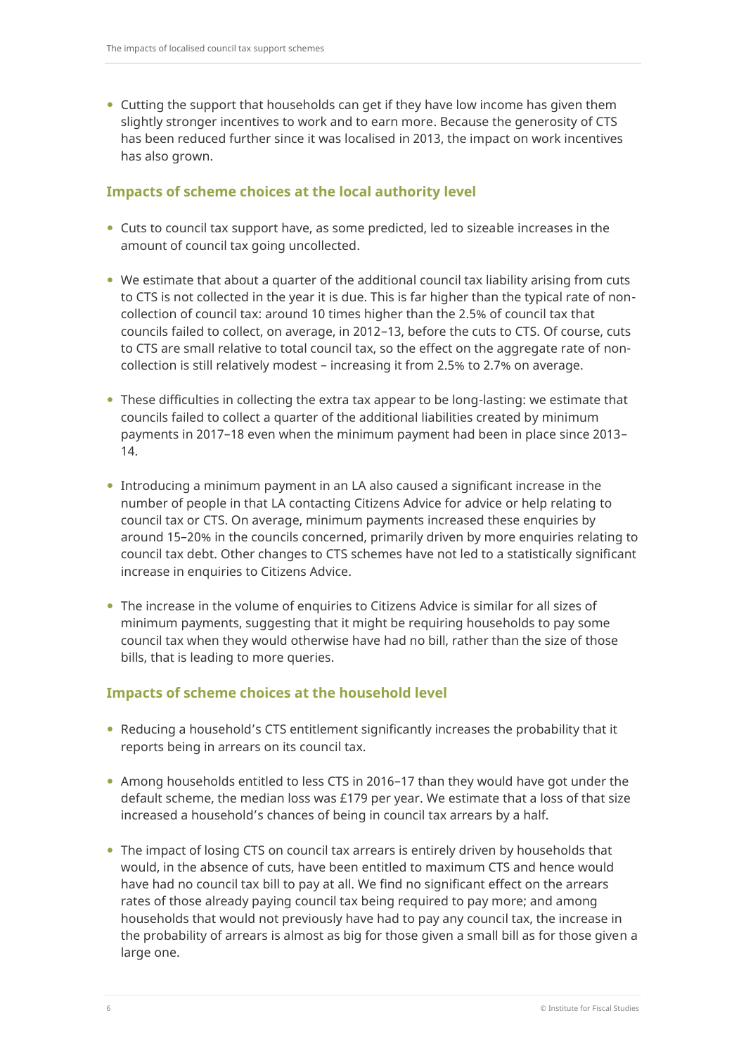- Cutting the support that households can get if they have low income has given them slightly stronger incentives to work and to earn more. Because the generosity of CTS has been reduced further since it was localised in 2013, the impact on work incentives has also grown.

### Impacts of scheme choices at the local authority level

- Cuts to council tax support have, as some predicted, led to sizeable increases in the amount of council tax going uncollected.

- We estimate that about a quarter of the additional council tax liability arising from cuts to CTS is not collected in the year it is due. This is far higher than the typical rate of non-collection of council tax: around 10 times higher than the 2.5% of council tax that councils failed to collect, on average, in 2012–13, before the cuts to CTS. Of course, cuts to CTS are small relative to total council tax, so the effect on the aggregate rate of non-collection is still relatively modest – increasing it from 2.5% to 2.7% on average.

- These difficulties in collecting the extra tax appear to be long-lasting: we estimate that councils failed to collect a quarter of the additional liabilities created by minimum payments in 2017–18 even when the minimum payment had been in place since 2013–14.

- Introducing a minimum payment in an LA also caused a significant increase in the number of people in that LA contacting Citizens Advice for advice or help relating to council tax or CTS. On average, minimum payments increased these enquiries by around 15–20% in the councils concerned, primarily driven by more enquiries relating to council tax debt. Other changes to CTS schemes have not led to a statistically significant increase in enquiries to Citizens Advice.

- The increase in the volume of enquiries to Citizens Advice is similar for all sizes of minimum payments, suggesting that it might be requiring households to pay some council tax when they would otherwise have had no bill, rather than the size of those bills, that is leading to more queries.

### Impacts of scheme choices at the household level

- Reducing a household's CTS entitlement significantly increases the probability that it reports being in arrears on its council tax.

- Among households entitled to less CTS in 2016–17 than they would have got under the default scheme, the median loss was £179 per year. We estimate that a loss of that size increased a household's chances of being in council tax arrears by a half.

- The impact of losing CTS on council tax arrears is entirely driven by households that would, in the absence of cuts, have been entitled to maximum CTS and hence would have had no council tax bill to pay at all. We find no significant effect on the arrears rates of those already paying council tax being required to pay more; and among households that would not previously have had to pay any council tax, the increase in the probability of arrears is almost as big for those given a small bill as for those given a large one.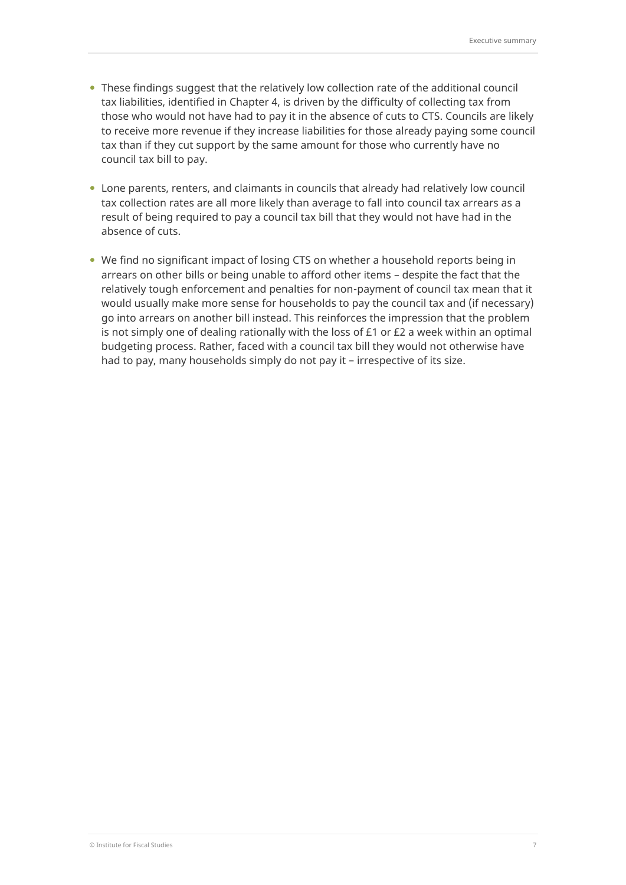- These findings suggest that the relatively low collection rate of the additional council tax liabilities, identified in Chapter 4, is driven by the difficulty of collecting tax from those who would not have had to pay it in the absence of cuts to CTS. Councils are likely to receive more revenue if they increase liabilities for those already paying some council tax than if they cut support by the same amount for those who currently have no council tax bill to pay.

- Lone parents, renters, and claimants in councils that already had relatively low council tax collection rates are all more likely than average to fall into council tax arrears as a result of being required to pay a council tax bill that they would not have had in the absence of cuts.

- We find no significant impact of losing CTS on whether a household reports being in arrears on other bills or being unable to afford other items – despite the fact that the relatively tough enforcement and penalties for non-payment of council tax mean that it would usually make more sense for households to pay the council tax and (if necessary) go into arrears on another bill instead. This reinforces the impression that the problem is not simply one of dealing rationally with the loss of £1 or £2 a week within an optimal budgeting process. Rather, faced with a council tax bill they would not otherwise have had to pay, many households simply do not pay it – irrespective of its size.